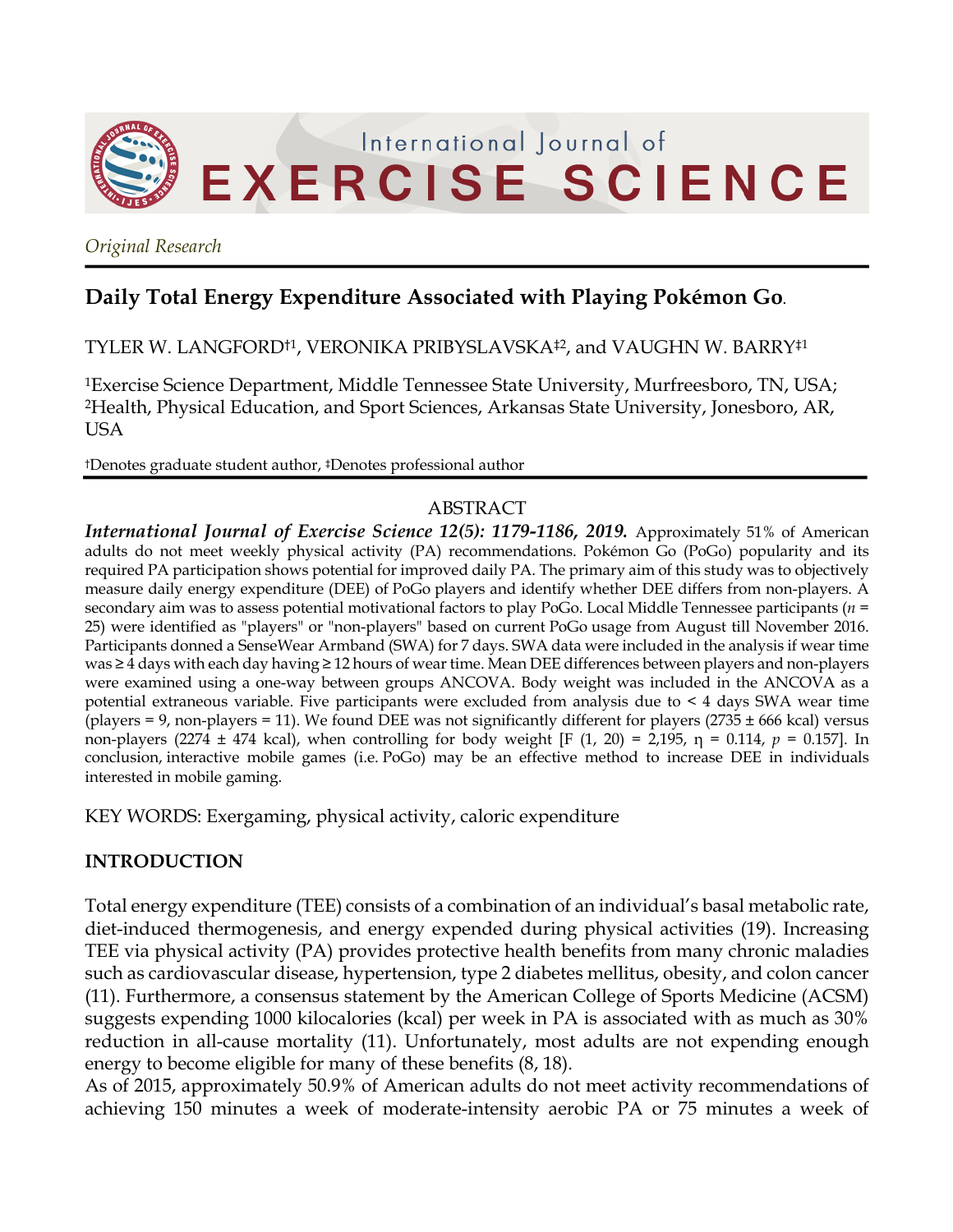*Original Research*

# Daily Total Energy Expenditure Associated with Playing Pokémon Go.

TYLER W. LANGFORD[†1], VERONIKA PRIBYSLAVSKA[‡2], and VAUGHN W. BARRY[‡1]

[1]Exercise Science Department, Middle Tennessee State University, Murfreesboro, TN, USA; [2]Health, Physical Education, and Sport Sciences, Arkansas State University, Jonesboro, AR, USA

[†]Denotes graduate student author, [‡]Denotes professional author

## ABSTRACT

***International Journal of Exercise Science 12(5): 1179-1186, 2019.*** Approximately 51% of American adults do not meet weekly physical activity (PA) recommendations. Pokémon Go (PoGo) popularity and its required PA participation shows potential for improved daily PA. The primary aim of this study was to objectively measure daily energy expenditure (DEE) of PoGo players and identify whether DEE differs from non-players. A secondary aim was to assess potential motivational factors to play PoGo. Local Middle Tennessee participants ($n$ = 25) were identified as "players" or "non-players" based on current PoGo usage from August till November 2016. Participants donned a SenseWear Armband (SWA) for 7 days. SWA data were included in the analysis if wear time was ≥ 4 days with each day having ≥ 12 hours of wear time. Mean DEE differences between players and non-players were examined using a one-way between groups ANCOVA. Body weight was included in the ANCOVA as a potential extraneous variable. Five participants were excluded from analysis due to < 4 days SWA wear time (players = 9, non-players = 11). We found DEE was not significantly different for players (2735 ± 666 kcal) versus non-players (2274 ± 474 kcal), when controlling for body weight [$F$ (1, 20) = 2,195, η = 0.114, $p$ = 0.157]. In conclusion, interactive mobile games (i.e. PoGo) may be an effective method to increase DEE in individuals interested in mobile gaming.

KEY WORDS: Exergaming, physical activity, caloric expenditure

## INTRODUCTION

Total energy expenditure (TEE) consists of a combination of an individual's basal metabolic rate, diet-induced thermogenesis, and energy expended during physical activities (19). Increasing TEE via physical activity (PA) provides protective health benefits from many chronic maladies such as cardiovascular disease, hypertension, type 2 diabetes mellitus, obesity, and colon cancer (11). Furthermore, a consensus statement by the American College of Sports Medicine (ACSM) suggests expending 1000 kilocalories (kcal) per week in PA is associated with as much as 30% reduction in all-cause mortality (11). Unfortunately, most adults are not expending enough energy to become eligible for many of these benefits (8, 18).
As of 2015, approximately 50.9% of American adults do not meet activity recommendations of achieving 150 minutes a week of moderate-intensity aerobic PA or 75 minutes a week of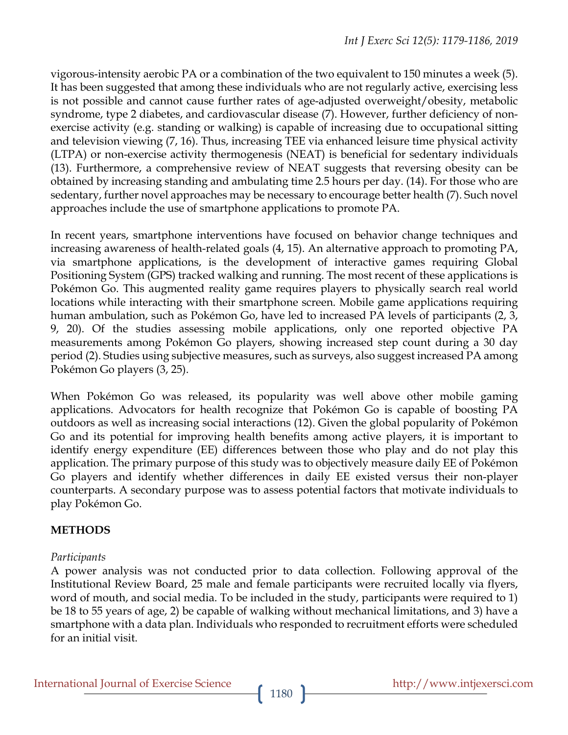vigorous-intensity aerobic PA or a combination of the two equivalent to 150 minutes a week (5). It has been suggested that among these individuals who are not regularly active, exercising less is not possible and cannot cause further rates of age-adjusted overweight/obesity, metabolic syndrome, type 2 diabetes, and cardiovascular disease (7). However, further deficiency of non-exercise activity (e.g. standing or walking) is capable of increasing due to occupational sitting and television viewing (7, 16). Thus, increasing TEE via enhanced leisure time physical activity (LTPA) or non-exercise activity thermogenesis (NEAT) is beneficial for sedentary individuals (13). Furthermore, a comprehensive review of NEAT suggests that reversing obesity can be obtained by increasing standing and ambulating time 2.5 hours per day. (14). For those who are sedentary, further novel approaches may be necessary to encourage better health (7). Such novel approaches include the use of smartphone applications to promote PA.

In recent years, smartphone interventions have focused on behavior change techniques and increasing awareness of health-related goals (4, 15). An alternative approach to promoting PA, via smartphone applications, is the development of interactive games requiring Global Positioning System (GPS) tracked walking and running. The most recent of these applications is Pokémon Go. This augmented reality game requires players to physically search real world locations while interacting with their smartphone screen. Mobile game applications requiring human ambulation, such as Pokémon Go, have led to increased PA levels of participants (2, 3, 9, 20). Of the studies assessing mobile applications, only one reported objective PA measurements among Pokémon Go players, showing increased step count during a 30 day period (2). Studies using subjective measures, such as surveys, also suggest increased PA among Pokémon Go players (3, 25).

When Pokémon Go was released, its popularity was well above other mobile gaming applications. Advocators for health recognize that Pokémon Go is capable of boosting PA outdoors as well as increasing social interactions (12). Given the global popularity of Pokémon Go and its potential for improving health benefits among active players, it is important to identify energy expenditure (EE) differences between those who play and do not play this application. The primary purpose of this study was to objectively measure daily EE of Pokémon Go players and identify whether differences in daily EE existed versus their non-player counterparts. A secondary purpose was to assess potential factors that motivate individuals to play Pokémon Go.

## METHODS

*Participants*

A power analysis was not conducted prior to data collection. Following approval of the Institutional Review Board, 25 male and female participants were recruited locally via flyers, word of mouth, and social media. To be included in the study, participants were required to 1) be 18 to 55 years of age, 2) be capable of walking without mechanical limitations, and 3) have a smartphone with a data plan. Individuals who responded to recruitment efforts were scheduled for an initial visit.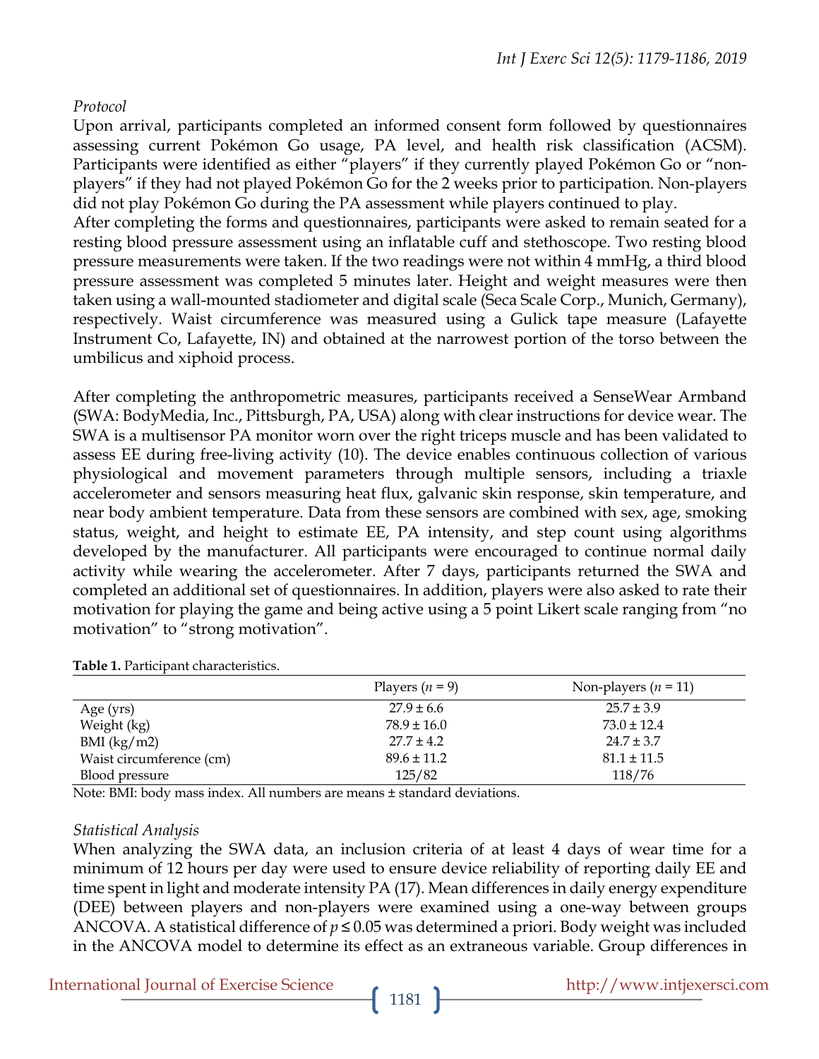*Protocol*

Upon arrival, participants completed an informed consent form followed by questionnaires assessing current Pokémon Go usage, PA level, and health risk classification (ACSM). Participants were identified as either "players" if they currently played Pokémon Go or "non-players" if they had not played Pokémon Go for the 2 weeks prior to participation. Non-players did not play Pokémon Go during the PA assessment while players continued to play.

After completing the forms and questionnaires, participants were asked to remain seated for a resting blood pressure assessment using an inflatable cuff and stethoscope. Two resting blood pressure measurements were taken. If the two readings were not within 4 mmHg, a third blood pressure assessment was completed 5 minutes later. Height and weight measures were then taken using a wall-mounted stadiometer and digital scale (Seca Scale Corp., Munich, Germany), respectively. Waist circumference was measured using a Gulick tape measure (Lafayette Instrument Co, Lafayette, IN) and obtained at the narrowest portion of the torso between the umbilicus and xiphoid process.

After completing the anthropometric measures, participants received a SenseWear Armband (SWA: BodyMedia, Inc., Pittsburgh, PA, USA) along with clear instructions for device wear. The SWA is a multisensor PA monitor worn over the right triceps muscle and has been validated to assess EE during free-living activity (10). The device enables continuous collection of various physiological and movement parameters through multiple sensors, including a triaxle accelerometer and sensors measuring heat flux, galvanic skin response, skin temperature, and near body ambient temperature. Data from these sensors are combined with sex, age, smoking status, weight, and height to estimate EE, PA intensity, and step count using algorithms developed by the manufacturer. All participants were encouraged to continue normal daily activity while wearing the accelerometer. After 7 days, participants returned the SWA and completed an additional set of questionnaires. In addition, players were also asked to rate their motivation for playing the game and being active using a 5 point Likert scale ranging from "no motivation" to "strong motivation".

**Table 1.** Participant characteristics.

| | Players ($n$ = 9) | Non-players ($n$ = 11) |
|---|---|---|
| Age (yrs) | 27.9 ± 6.6 | 25.7 ± 3.9 |
| Weight (kg) | 78.9 ± 16.0 | 73.0 ± 12.4 |
| BMI (kg/m2) | 27.7 ± 4.2 | 24.7 ± 3.7 |
| Waist circumference (cm) | 89.6 ± 11.2 | 81.1 ± 11.5 |
| Blood pressure | 125/82 | 118/76 |

Note: BMI: body mass index. All numbers are means ± standard deviations.

*Statistical Analysis*

When analyzing the SWA data, an inclusion criteria of at least 4 days of wear time for a minimum of 12 hours per day were used to ensure device reliability of reporting daily EE and time spent in light and moderate intensity PA (17). Mean differences in daily energy expenditure (DEE) between players and non-players were examined using a one-way between groups ANCOVA. A statistical difference of $p \leq 0.05$ was determined a priori. Body weight was included in the ANCOVA model to determine its effect as an extraneous variable. Group differences in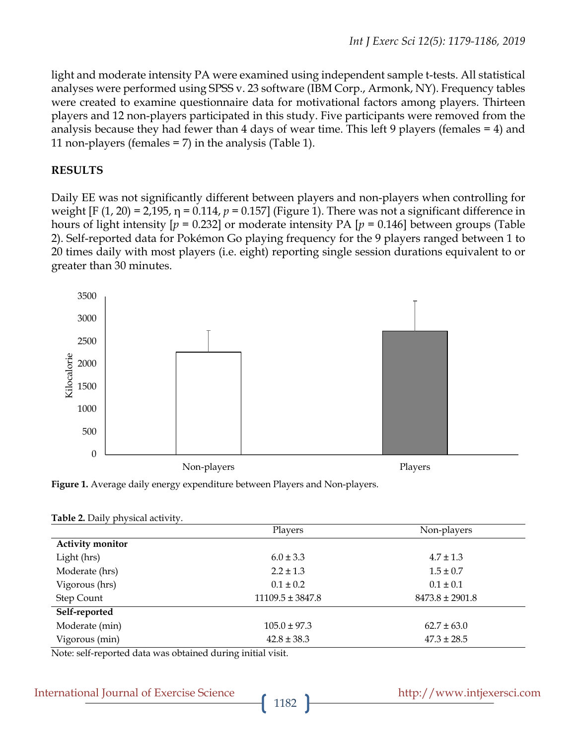light and moderate intensity PA were examined using independent sample t-tests. All statistical analyses were performed using SPSS v. 23 software (IBM Corp., Armonk, NY). Frequency tables were created to examine questionnaire data for motivational factors among players. Thirteen players and 12 non-players participated in this study. Five participants were removed from the analysis because they had fewer than 4 days of wear time. This left 9 players (females = 4) and 11 non-players (females = 7) in the analysis (Table 1).

## RESULTS

Daily EE was not significantly different between players and non-players when controlling for weight [$F(1, 20) = 2{,}195$, $\eta = 0.114$, $p = 0.157$] (Figure 1). There was not a significant difference in hours of light intensity [$p = 0.232$] or moderate intensity PA [$p = 0.146$] between groups (Table 2). Self-reported data for Pokémon Go playing frequency for the 9 players ranged between 1 to 20 times daily with most players (i.e. eight) reporting single session durations equivalent to or greater than 30 minutes.

**Figure 1.** Average daily energy expenditure between Players and Non-players.

**Table 2.** Daily physical activity.

| | Players | Non-players |
|---|---|---|
| **Activity monitor** | | |
| Light (hrs) | 6.0 ± 3.3 | 4.7 ± 1.3 |
| Moderate (hrs) | 2.2 ± 1.3 | 1.5 ± 0.7 |
| Vigorous (hrs) | 0.1 ± 0.2 | 0.1 ± 0.1 |
| Step Count | 11109.5 ± 3847.8 | 8473.8 ± 2901.8 |
| **Self-reported** | | |
| Moderate (min) | 105.0 ± 97.3 | 62.7 ± 63.0 |
| Vigorous (min) | 42.8 ± 38.3 | 47.3 ± 28.5 |

Note: self-reported data was obtained during initial visit.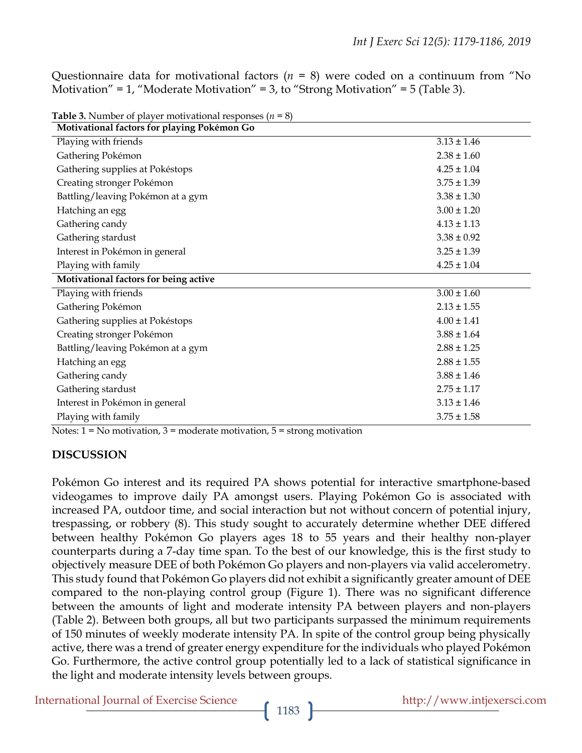Questionnaire data for motivational factors ($n$ = 8) were coded on a continuum from "No Motivation" = 1, "Moderate Motivation" = 3, to "Strong Motivation" = 5 (Table 3).

**Table 3.** Number of player motivational responses ($n$ = 8)

| **Motivational factors for playing Pokémon Go** | |
|---|---|
| Playing with friends | 3.13 ± 1.46 |
| Gathering Pokémon | 2.38 ± 1.60 |
| Gathering supplies at Pokéstops | 4.25 ± 1.04 |
| Creating stronger Pokémon | 3.75 ± 1.39 |
| Battling/leaving Pokémon at a gym | 3.38 ± 1.30 |
| Hatching an egg | 3.00 ± 1.20 |
| Gathering candy | 4.13 ± 1.13 |
| Gathering stardust | 3.38 ± 0.92 |
| Interest in Pokémon in general | 3.25 ± 1.39 |
| Playing with family | 4.25 ± 1.04 |
| **Motivational factors for being active** | |
| Playing with friends | 3.00 ± 1.60 |
| Gathering Pokémon | 2.13 ± 1.55 |
| Gathering supplies at Pokéstops | 4.00 ± 1.41 |
| Creating stronger Pokémon | 3.88 ± 1.64 |
| Battling/leaving Pokémon at a gym | 2.88 ± 1.25 |
| Hatching an egg | 2.88 ± 1.55 |
| Gathering candy | 3.88 ± 1.46 |
| Gathering stardust | 2.75 ± 1.17 |
| Interest in Pokémon in general | 3.13 ± 1.46 |
| Playing with family | 3.75 ± 1.58 |

Notes: 1 = No motivation, 3 = moderate motivation, 5 = strong motivation

## DISCUSSION

Pokémon Go interest and its required PA shows potential for interactive smartphone-based videogames to improve daily PA amongst users. Playing Pokémon Go is associated with increased PA, outdoor time, and social interaction but not without concern of potential injury, trespassing, or robbery (8). This study sought to accurately determine whether DEE differed between healthy Pokémon Go players ages 18 to 55 years and their healthy non-player counterparts during a 7-day time span. To the best of our knowledge, this is the first study to objectively measure DEE of both Pokémon Go players and non-players via valid accelerometry. This study found that Pokémon Go players did not exhibit a significantly greater amount of DEE compared to the non-playing control group (Figure 1). There was no significant difference between the amounts of light and moderate intensity PA between players and non-players (Table 2). Between both groups, all but two participants surpassed the minimum requirements of 150 minutes of weekly moderate intensity PA. In spite of the control group being physically active, there was a trend of greater energy expenditure for the individuals who played Pokémon Go. Furthermore, the active control group potentially led to a lack of statistical significance in the light and moderate intensity levels between groups.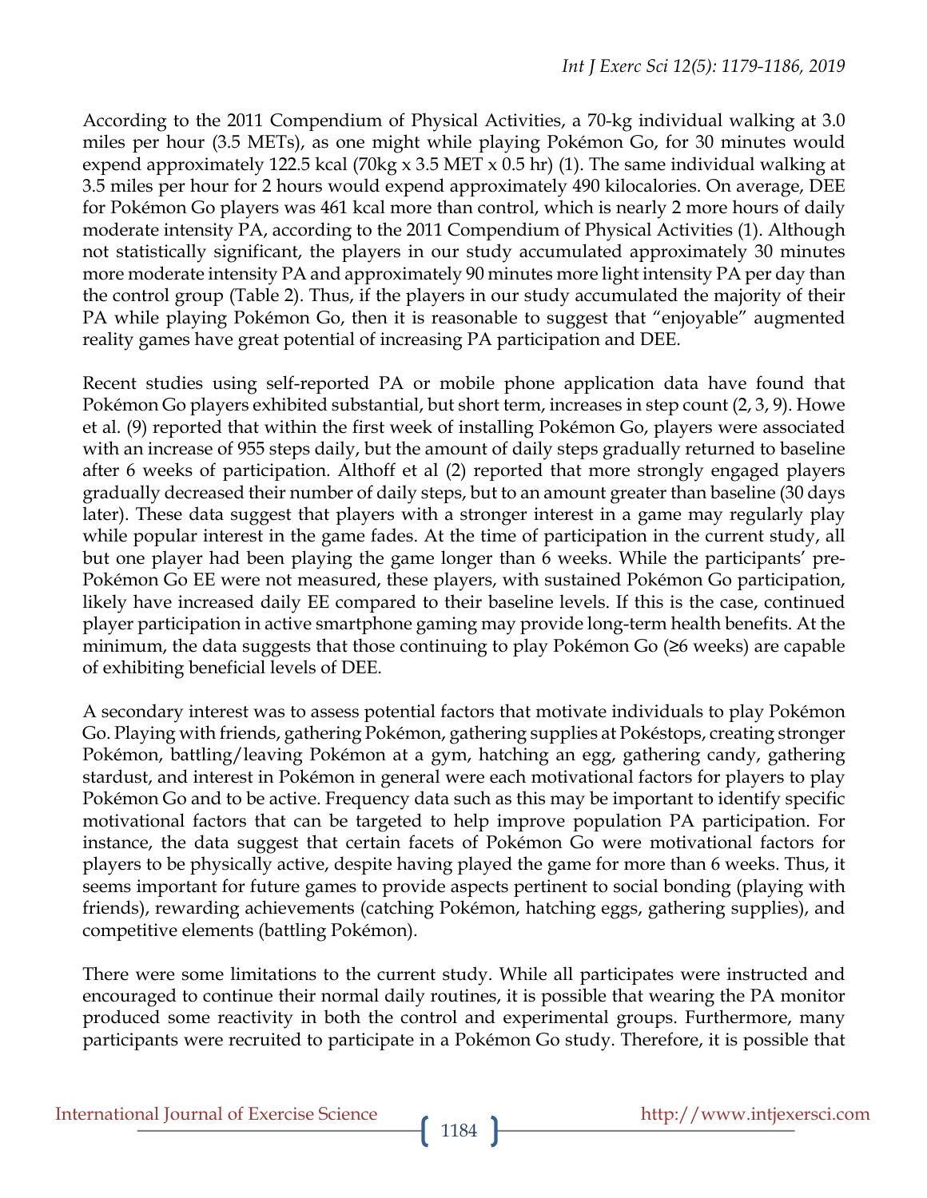According to the 2011 Compendium of Physical Activities, a 70-kg individual walking at 3.0 miles per hour (3.5 METs), as one might while playing Pokémon Go, for 30 minutes would expend approximately 122.5 kcal (70kg x 3.5 MET x 0.5 hr) (1). The same individual walking at 3.5 miles per hour for 2 hours would expend approximately 490 kilocalories. On average, DEE for Pokémon Go players was 461 kcal more than control, which is nearly 2 more hours of daily moderate intensity PA, according to the 2011 Compendium of Physical Activities (1). Although not statistically significant, the players in our study accumulated approximately 30 minutes more moderate intensity PA and approximately 90 minutes more light intensity PA per day than the control group (Table 2). Thus, if the players in our study accumulated the majority of their PA while playing Pokémon Go, then it is reasonable to suggest that "enjoyable" augmented reality games have great potential of increasing PA participation and DEE.

Recent studies using self-reported PA or mobile phone application data have found that Pokémon Go players exhibited substantial, but short term, increases in step count (2, 3, 9). Howe et al. (9) reported that within the first week of installing Pokémon Go, players were associated with an increase of 955 steps daily, but the amount of daily steps gradually returned to baseline after 6 weeks of participation. Althoff et al (2) reported that more strongly engaged players gradually decreased their number of daily steps, but to an amount greater than baseline (30 days later). These data suggest that players with a stronger interest in a game may regularly play while popular interest in the game fades. At the time of participation in the current study, all but one player had been playing the game longer than 6 weeks. While the participants' pre-Pokémon Go EE were not measured, these players, with sustained Pokémon Go participation, likely have increased daily EE compared to their baseline levels. If this is the case, continued player participation in active smartphone gaming may provide long-term health benefits. At the minimum, the data suggests that those continuing to play Pokémon Go (≥6 weeks) are capable of exhibiting beneficial levels of DEE.

A secondary interest was to assess potential factors that motivate individuals to play Pokémon Go. Playing with friends, gathering Pokémon, gathering supplies at Pokéstops, creating stronger Pokémon, battling/leaving Pokémon at a gym, hatching an egg, gathering candy, gathering stardust, and interest in Pokémon in general were each motivational factors for players to play Pokémon Go and to be active. Frequency data such as this may be important to identify specific motivational factors that can be targeted to help improve population PA participation. For instance, the data suggest that certain facets of Pokémon Go were motivational factors for players to be physically active, despite having played the game for more than 6 weeks. Thus, it seems important for future games to provide aspects pertinent to social bonding (playing with friends), rewarding achievements (catching Pokémon, hatching eggs, gathering supplies), and competitive elements (battling Pokémon).

There were some limitations to the current study. While all participates were instructed and encouraged to continue their normal daily routines, it is possible that wearing the PA monitor produced some reactivity in both the control and experimental groups. Furthermore, many participants were recruited to participate in a Pokémon Go study. Therefore, it is possible that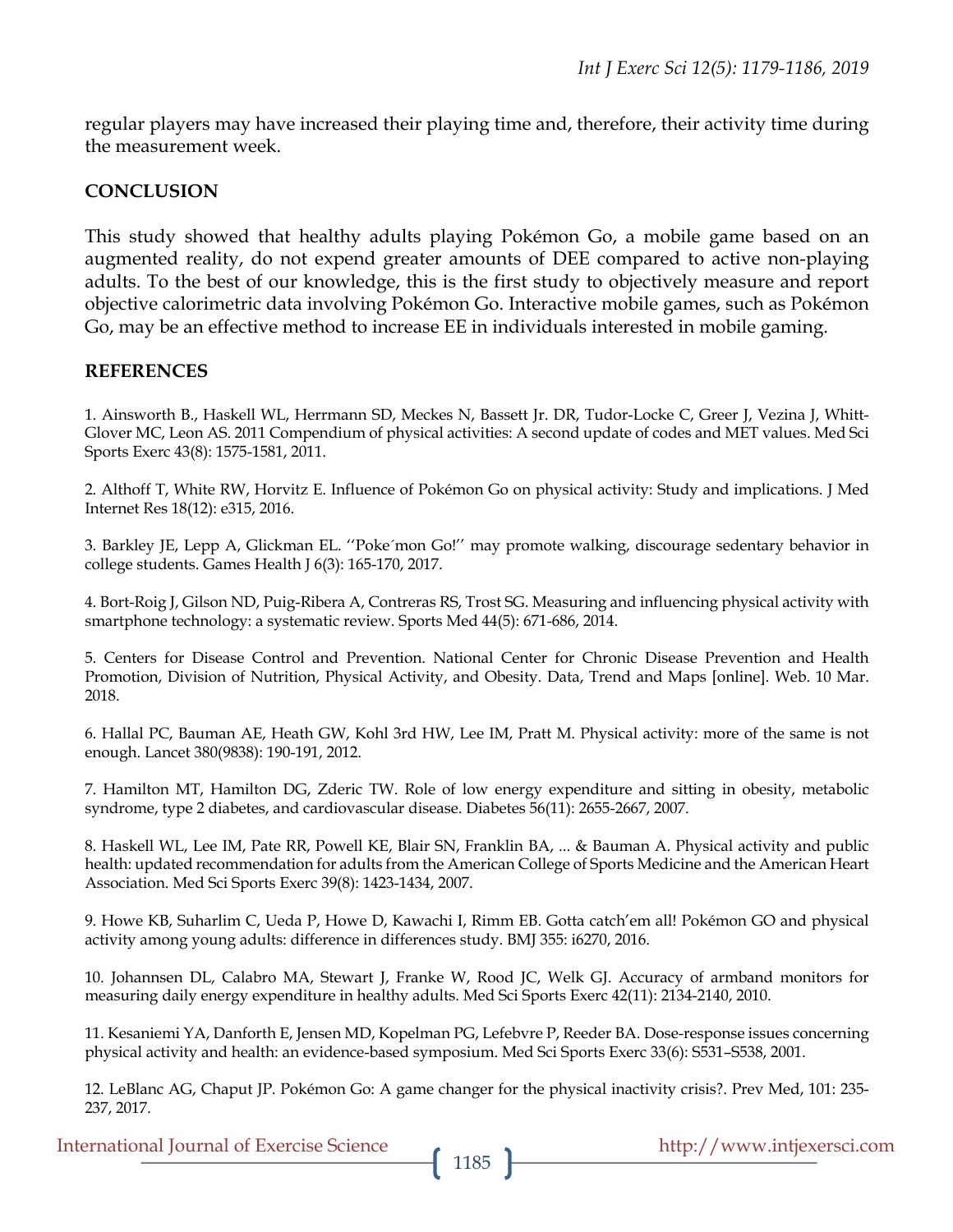regular players may have increased their playing time and, therefore, their activity time during the measurement week.

## CONCLUSION

This study showed that healthy adults playing Pokémon Go, a mobile game based on an augmented reality, do not expend greater amounts of DEE compared to active non-playing adults. To the best of our knowledge, this is the first study to objectively measure and report objective calorimetric data involving Pokémon Go. Interactive mobile games, such as Pokémon Go, may be an effective method to increase EE in individuals interested in mobile gaming.

## REFERENCES

1. Ainsworth B., Haskell WL, Herrmann SD, Meckes N, Bassett Jr. DR, Tudor-Locke C, Greer J, Vezina J, Whitt-Glover MC, Leon AS. 2011 Compendium of physical activities: A second update of codes and MET values. Med Sci Sports Exerc 43(8): 1575-1581, 2011.

2. Althoff T, White RW, Horvitz E. Influence of Pokémon Go on physical activity: Study and implications. J Med Internet Res 18(12): e315, 2016.

3. Barkley JE, Lepp A, Glickman EL. ''Poke´mon Go!'' may promote walking, discourage sedentary behavior in college students. Games Health J 6(3): 165-170, 2017.

4. Bort-Roig J, Gilson ND, Puig-Ribera A, Contreras RS, Trost SG. Measuring and influencing physical activity with smartphone technology: a systematic review. Sports Med 44(5): 671-686, 2014.

5. Centers for Disease Control and Prevention. National Center for Chronic Disease Prevention and Health Promotion, Division of Nutrition, Physical Activity, and Obesity. Data, Trend and Maps [online]. Web. 10 Mar. 2018.

6. Hallal PC, Bauman AE, Heath GW, Kohl 3rd HW, Lee IM, Pratt M. Physical activity: more of the same is not enough. Lancet 380(9838): 190-191, 2012.

7. Hamilton MT, Hamilton DG, Zderic TW. Role of low energy expenditure and sitting in obesity, metabolic syndrome, type 2 diabetes, and cardiovascular disease. Diabetes 56(11): 2655-2667, 2007.

8. Haskell WL, Lee IM, Pate RR, Powell KE, Blair SN, Franklin BA, ... & Bauman A. Physical activity and public health: updated recommendation for adults from the American College of Sports Medicine and the American Heart Association. Med Sci Sports Exerc 39(8): 1423-1434, 2007.

9. Howe KB, Suharlim C, Ueda P, Howe D, Kawachi I, Rimm EB. Gotta catch'em all! Pokémon GO and physical activity among young adults: difference in differences study. BMJ 355: i6270, 2016.

10. Johannsen DL, Calabro MA, Stewart J, Franke W, Rood JC, Welk GJ. Accuracy of armband monitors for measuring daily energy expenditure in healthy adults. Med Sci Sports Exerc 42(11): 2134-2140, 2010.

11. Kesaniemi YA, Danforth E, Jensen MD, Kopelman PG, Lefebvre P, Reeder BA. Dose-response issues concerning physical activity and health: an evidence-based symposium. Med Sci Sports Exerc 33(6): S531–S538, 2001.

12. LeBlanc AG, Chaput JP. Pokémon Go: A game changer for the physical inactivity crisis?. Prev Med, 101: 235-237, 2017.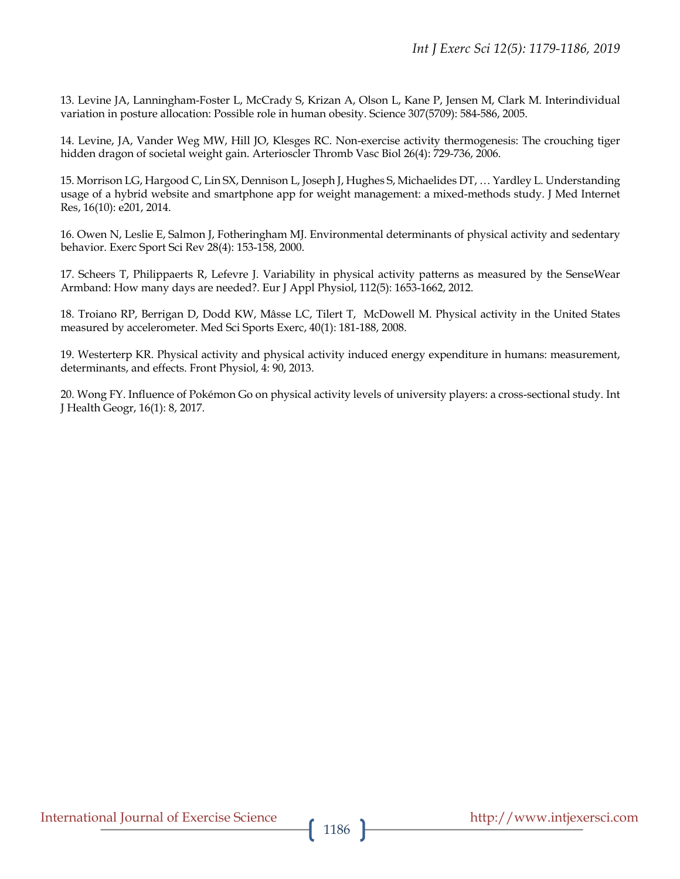13. Levine JA, Lanningham-Foster L, McCrady S, Krizan A, Olson L, Kane P, Jensen M, Clark M. Interindividual variation in posture allocation: Possible role in human obesity. Science 307(5709): 584-586, 2005.

14. Levine, JA, Vander Weg MW, Hill JO, Klesges RC. Non-exercise activity thermogenesis: The crouching tiger hidden dragon of societal weight gain. Arterioscler Thromb Vasc Biol 26(4): 729-736, 2006.

15. Morrison LG, Hargood C, Lin SX, Dennison L, Joseph J, Hughes S, Michaelides DT, … Yardley L. Understanding usage of a hybrid website and smartphone app for weight management: a mixed-methods study. J Med Internet Res, 16(10): e201, 2014.

16. Owen N, Leslie E, Salmon J, Fotheringham MJ. Environmental determinants of physical activity and sedentary behavior. Exerc Sport Sci Rev 28(4): 153-158, 2000.

17. Scheers T, Philippaerts R, Lefevre J. Variability in physical activity patterns as measured by the SenseWear Armband: How many days are needed?. Eur J Appl Physiol, 112(5): 1653-1662, 2012.

18. Troiano RP, Berrigan D, Dodd KW, Mâsse LC, Tilert T, McDowell M. Physical activity in the United States measured by accelerometer. Med Sci Sports Exerc, 40(1): 181-188, 2008.

19. Westerterp KR. Physical activity and physical activity induced energy expenditure in humans: measurement, determinants, and effects. Front Physiol, 4: 90, 2013.

20. Wong FY. Influence of Pokémon Go on physical activity levels of university players: a cross-sectional study. Int J Health Geogr, 16(1): 8, 2017.